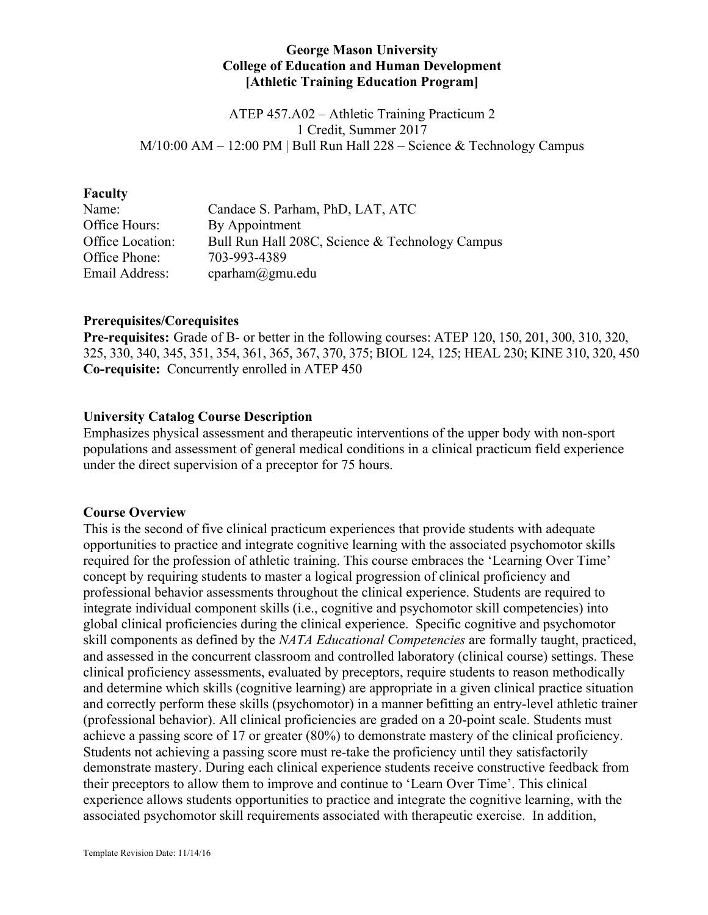**George Mason University**
**College of Education and Human Development**
**[Athletic Training Education Program]**

ATEP 457.A02 – Athletic Training Practicum 2
1 Credit, Summer 2017
M/10:00 AM – 12:00 PM | Bull Run Hall 228 – Science & Technology Campus

## Faculty

| | |
|---|---|
| Name: | Candace S. Parham, PhD, LAT, ATC |
| Office Hours: | By Appointment |
| Office Location: | Bull Run Hall 208C, Science & Technology Campus |
| Office Phone: | 703-993-4389 |
| Email Address: | cparham@gmu.edu |

## Prerequisites/Corequisites

**Pre-requisites:** Grade of B- or better in the following courses: ATEP 120, 150, 201, 300, 310, 320, 325, 330, 340, 345, 351, 354, 361, 365, 367, 370, 375; BIOL 124, 125; HEAL 230; KINE 310, 320, 450
**Co-requisite:** Concurrently enrolled in ATEP 450

## University Catalog Course Description

Emphasizes physical assessment and therapeutic interventions of the upper body with non-sport populations and assessment of general medical conditions in a clinical practicum field experience under the direct supervision of a preceptor for 75 hours.

## Course Overview

This is the second of five clinical practicum experiences that provide students with adequate opportunities to practice and integrate cognitive learning with the associated psychomotor skills required for the profession of athletic training. This course embraces the 'Learning Over Time' concept by requiring students to master a logical progression of clinical proficiency and professional behavior assessments throughout the clinical experience. Students are required to integrate individual component skills (i.e., cognitive and psychomotor skill competencies) into global clinical proficiencies during the clinical experience. Specific cognitive and psychomotor skill components as defined by the *NATA Educational Competencies* are formally taught, practiced, and assessed in the concurrent classroom and controlled laboratory (clinical course) settings. These clinical proficiency assessments, evaluated by preceptors, require students to reason methodically and determine which skills (cognitive learning) are appropriate in a given clinical practice situation and correctly perform these skills (psychomotor) in a manner befitting an entry-level athletic trainer (professional behavior). All clinical proficiencies are graded on a 20-point scale. Students must achieve a passing score of 17 or greater (80%) to demonstrate mastery of the clinical proficiency. Students not achieving a passing score must re-take the proficiency until they satisfactorily demonstrate mastery. During each clinical experience students receive constructive feedback from their preceptors to allow them to improve and continue to 'Learn Over Time'. This clinical experience allows students opportunities to practice and integrate the cognitive learning, with the associated psychomotor skill requirements associated with therapeutic exercise. In addition,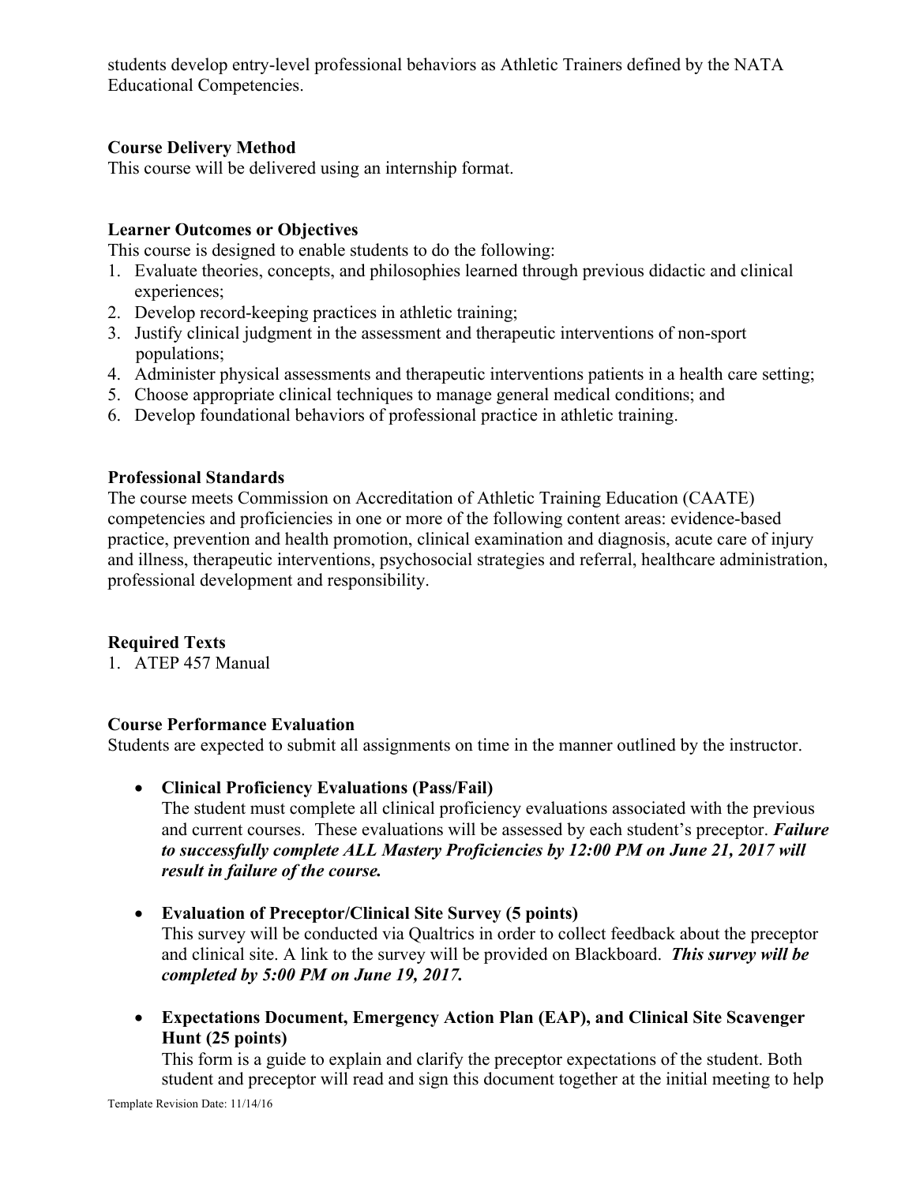students develop entry-level professional behaviors as Athletic Trainers defined by the NATA Educational Competencies.

**Course Delivery Method**

This course will be delivered using an internship format.

**Learner Outcomes or Objectives**

This course is designed to enable students to do the following:

1. Evaluate theories, concepts, and philosophies learned through previous didactic and clinical experiences;
2. Develop record-keeping practices in athletic training;
3. Justify clinical judgment in the assessment and therapeutic interventions of non-sport populations;
4. Administer physical assessments and therapeutic interventions patients in a health care setting;
5. Choose appropriate clinical techniques to manage general medical conditions; and
6. Develop foundational behaviors of professional practice in athletic training.

**Professional Standards**

The course meets Commission on Accreditation of Athletic Training Education (CAATE) competencies and proficiencies in one or more of the following content areas: evidence-based practice, prevention and health promotion, clinical examination and diagnosis, acute care of injury and illness, therapeutic interventions, psychosocial strategies and referral, healthcare administration, professional development and responsibility.

**Required Texts**

1. ATEP 457 Manual

**Course Performance Evaluation**

Students are expected to submit all assignments on time in the manner outlined by the instructor.

- **Clinical Proficiency Evaluations (Pass/Fail)**
  The student must complete all clinical proficiency evaluations associated with the previous and current courses. These evaluations will be assessed by each student's preceptor. ***Failure to successfully complete ALL Mastery Proficiencies by 12:00 PM on June 21, 2017 will result in failure of the course.***

- **Evaluation of Preceptor/Clinical Site Survey (5 points)**
  This survey will be conducted via Qualtrics in order to collect feedback about the preceptor and clinical site. A link to the survey will be provided on Blackboard. ***This survey will be completed by 5:00 PM on June 19, 2017.***

- **Expectations Document, Emergency Action Plan (EAP), and Clinical Site Scavenger Hunt (25 points)**
  This form is a guide to explain and clarify the preceptor expectations of the student. Both student and preceptor will read and sign this document together at the initial meeting to help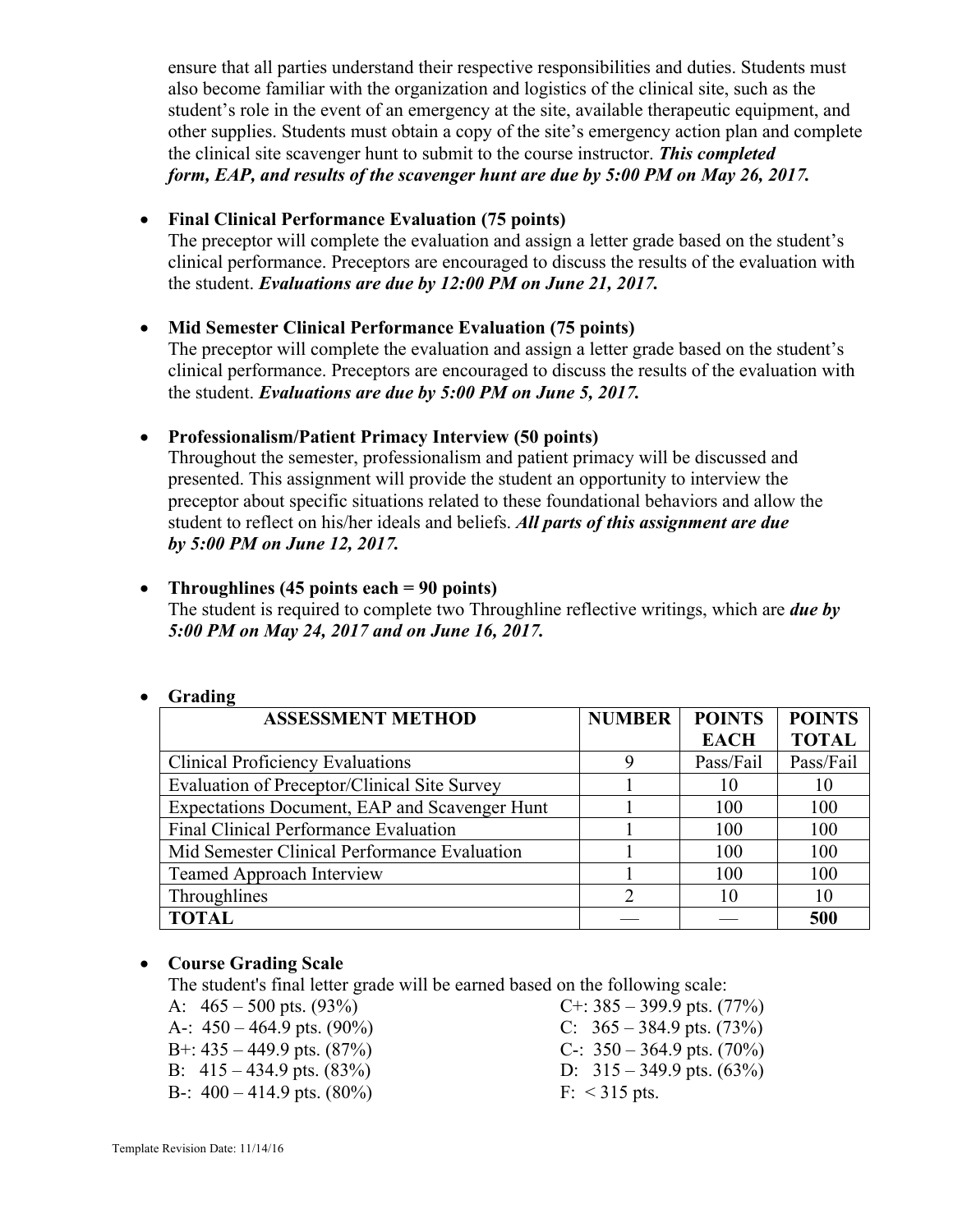ensure that all parties understand their respective responsibilities and duties. Students must also become familiar with the organization and logistics of the clinical site, such as the student's role in the event of an emergency at the site, available therapeutic equipment, and other supplies. Students must obtain a copy of the site's emergency action plan and complete the clinical site scavenger hunt to submit to the course instructor. ***This completed form, EAP, and results of the scavenger hunt are due by 5:00 PM on May 26, 2017.***

- **Final Clinical Performance Evaluation (75 points)**
  The preceptor will complete the evaluation and assign a letter grade based on the student's clinical performance. Preceptors are encouraged to discuss the results of the evaluation with the student. ***Evaluations are due by 12:00 PM on June 21, 2017.***

- **Mid Semester Clinical Performance Evaluation (75 points)**
  The preceptor will complete the evaluation and assign a letter grade based on the student's clinical performance. Preceptors are encouraged to discuss the results of the evaluation with the student. ***Evaluations are due by 5:00 PM on June 5, 2017.***

- **Professionalism/Patient Primacy Interview (50 points)**
  Throughout the semester, professionalism and patient primacy will be discussed and presented. This assignment will provide the student an opportunity to interview the preceptor about specific situations related to these foundational behaviors and allow the student to reflect on his/her ideals and beliefs. ***All parts of this assignment are due by 5:00 PM on June 12, 2017.***

- **Throughlines (45 points each = 90 points)**
  The student is required to complete two Throughline reflective writings, which are ***due by 5:00 PM on May 24, 2017 and on June 16, 2017.***

- **Grading**

| ASSESSMENT METHOD | NUMBER | POINTS EACH | POINTS TOTAL |
|---|---|---|---|
| Clinical Proficiency Evaluations | 9 | Pass/Fail | Pass/Fail |
| Evaluation of Preceptor/Clinical Site Survey | 1 | 10 | 10 |
| Expectations Document, EAP and Scavenger Hunt | 1 | 100 | 100 |
| Final Clinical Performance Evaluation | 1 | 100 | 100 |
| Mid Semester Clinical Performance Evaluation | 1 | 100 | 100 |
| Teamed Approach Interview | 1 | 100 | 100 |
| Throughlines | 2 | 10 | 10 |
| **TOTAL** | — | — | **500** |

- **Course Grading Scale**
  The student's final letter grade will be earned based on the following scale:

A: 465 – 500 pts. (93%)
A-: 450 – 464.9 pts. (90%)
B+: 435 – 449.9 pts. (87%)
B: 415 – 434.9 pts. (83%)
B-: 400 – 414.9 pts. (80%)
C+: 385 – 399.9 pts. (77%)
C: 365 – 384.9 pts. (73%)
C-: 350 – 364.9 pts. (70%)
D: 315 – 349.9 pts. (63%)
F: < 315 pts.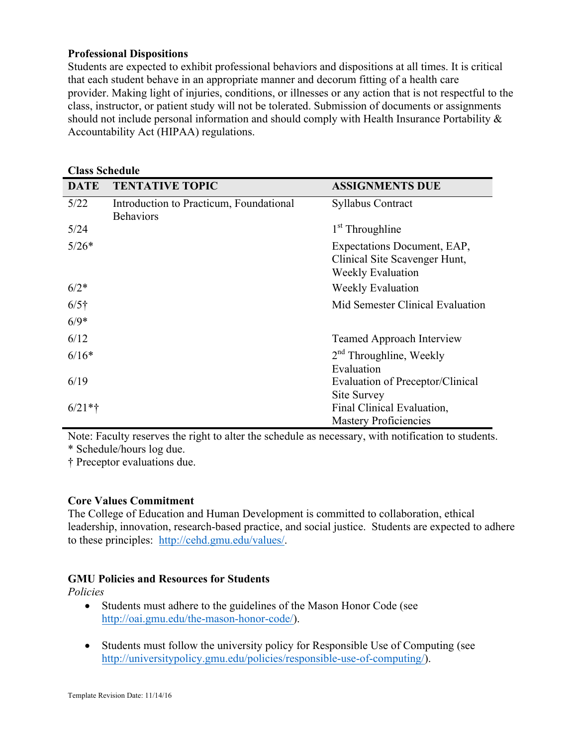**Professional Dispositions**

Students are expected to exhibit professional behaviors and dispositions at all times. It is critical that each student behave in an appropriate manner and decorum fitting of a health care provider. Making light of injuries, conditions, or illnesses or any action that is not respectful to the class, instructor, or patient study will not be tolerated. Submission of documents or assignments should not include personal information and should comply with Health Insurance Portability & Accountability Act (HIPAA) regulations.

**Class Schedule**

| DATE | TENTATIVE TOPIC | ASSIGNMENTS DUE |
|---|---|---|
| 5/22 | Introduction to Practicum, Foundational Behaviors | Syllabus Contract |
| 5/24 | | 1st Throughline |
| 5/26* | | Expectations Document, EAP, Clinical Site Scavenger Hunt, Weekly Evaluation |
| 6/2* | | Weekly Evaluation |
| 6/5† | | Mid Semester Clinical Evaluation |
| 6/9* | | |
| 6/12 | | Teamed Approach Interview |
| 6/16* | | 2nd Throughline, Weekly Evaluation |
| 6/19 | | Evaluation of Preceptor/Clinical Site Survey |
| 6/21*† | | Final Clinical Evaluation, Mastery Proficiencies |

Note: Faculty reserves the right to alter the schedule as necessary, with notification to students.
* Schedule/hours log due.
† Preceptor evaluations due.

**Core Values Commitment**

The College of Education and Human Development is committed to collaboration, ethical leadership, innovation, research-based practice, and social justice. Students are expected to adhere to these principles: http://cehd.gmu.edu/values/.

**GMU Policies and Resources for Students**

*Policies*

- Students must adhere to the guidelines of the Mason Honor Code (see http://oai.gmu.edu/the-mason-honor-code/).
- Students must follow the university policy for Responsible Use of Computing (see http://universitypolicy.gmu.edu/policies/responsible-use-of-computing/).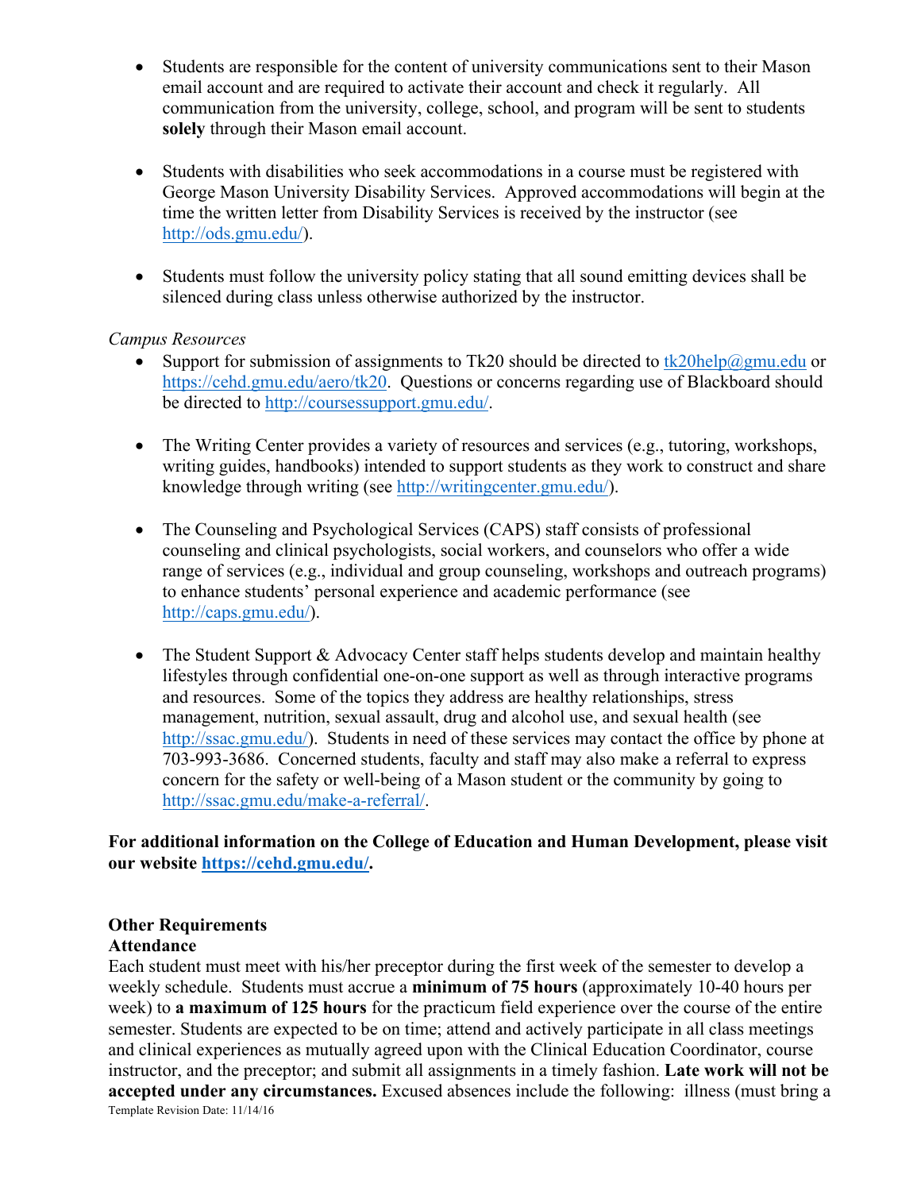- Students are responsible for the content of university communications sent to their Mason email account and are required to activate their account and check it regularly. All communication from the university, college, school, and program will be sent to students **solely** through their Mason email account.

- Students with disabilities who seek accommodations in a course must be registered with George Mason University Disability Services. Approved accommodations will begin at the time the written letter from Disability Services is received by the instructor (see http://ods.gmu.edu/).

- Students must follow the university policy stating that all sound emitting devices shall be silenced during class unless otherwise authorized by the instructor.

*Campus Resources*

- Support for submission of assignments to Tk20 should be directed to tk20help@gmu.edu or https://cehd.gmu.edu/aero/tk20. Questions or concerns regarding use of Blackboard should be directed to http://coursessupport.gmu.edu/.

- The Writing Center provides a variety of resources and services (e.g., tutoring, workshops, writing guides, handbooks) intended to support students as they work to construct and share knowledge through writing (see http://writingcenter.gmu.edu/).

- The Counseling and Psychological Services (CAPS) staff consists of professional counseling and clinical psychologists, social workers, and counselors who offer a wide range of services (e.g., individual and group counseling, workshops and outreach programs) to enhance students' personal experience and academic performance (see http://caps.gmu.edu/).

- The Student Support & Advocacy Center staff helps students develop and maintain healthy lifestyles through confidential one-on-one support as well as through interactive programs and resources. Some of the topics they address are healthy relationships, stress management, nutrition, sexual assault, drug and alcohol use, and sexual health (see http://ssac.gmu.edu/). Students in need of these services may contact the office by phone at 703-993-3686. Concerned students, faculty and staff may also make a referral to express concern for the safety or well-being of a Mason student or the community by going to http://ssac.gmu.edu/make-a-referral/.

**For additional information on the College of Education and Human Development, please visit our website https://cehd.gmu.edu/.**

**Other Requirements**

**Attendance**

Each student must meet with his/her preceptor during the first week of the semester to develop a weekly schedule. Students must accrue a **minimum of 75 hours** (approximately 10-40 hours per week) to **a maximum of 125 hours** for the practicum field experience over the course of the entire semester. Students are expected to be on time; attend and actively participate in all class meetings and clinical experiences as mutually agreed upon with the Clinical Education Coordinator, course instructor, and the preceptor; and submit all assignments in a timely fashion. **Late work will not be accepted under any circumstances.** Excused absences include the following: illness (must bring a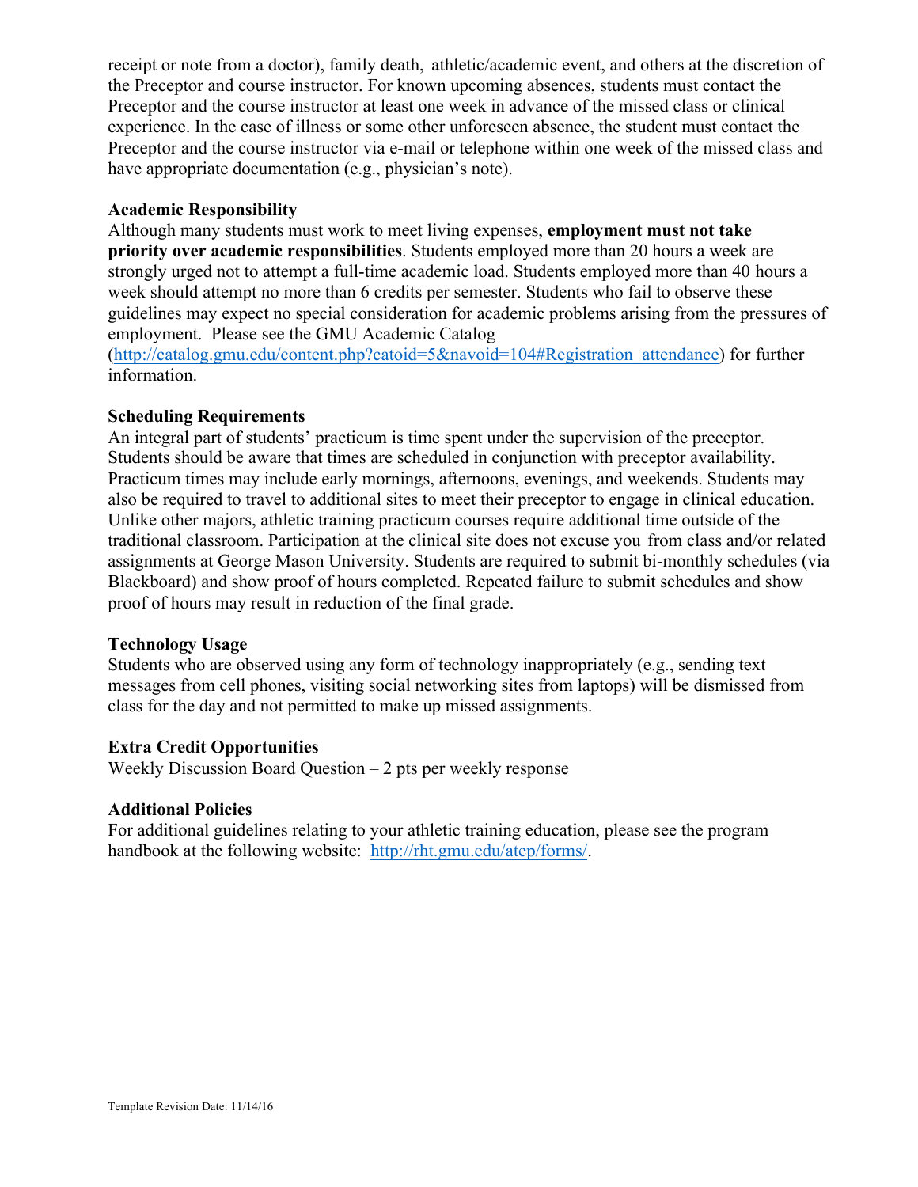receipt or note from a doctor), family death, athletic/academic event, and others at the discretion of the Preceptor and course instructor. For known upcoming absences, students must contact the Preceptor and the course instructor at least one week in advance of the missed class or clinical experience. In the case of illness or some other unforeseen absence, the student must contact the Preceptor and the course instructor via e-mail or telephone within one week of the missed class and have appropriate documentation (e.g., physician's note).

**Academic Responsibility**

Although many students must work to meet living expenses, **employment must not take priority over academic responsibilities**. Students employed more than 20 hours a week are strongly urged not to attempt a full-time academic load. Students employed more than 40 hours a week should attempt no more than 6 credits per semester. Students who fail to observe these guidelines may expect no special consideration for academic problems arising from the pressures of employment. Please see the GMU Academic Catalog (http://catalog.gmu.edu/content.php?catoid=5&navoid=104#Registration_attendance) for further information.

**Scheduling Requirements**

An integral part of students' practicum is time spent under the supervision of the preceptor. Students should be aware that times are scheduled in conjunction with preceptor availability. Practicum times may include early mornings, afternoons, evenings, and weekends. Students may also be required to travel to additional sites to meet their preceptor to engage in clinical education. Unlike other majors, athletic training practicum courses require additional time outside of the traditional classroom. Participation at the clinical site does not excuse you from class and/or related assignments at George Mason University. Students are required to submit bi-monthly schedules (via Blackboard) and show proof of hours completed. Repeated failure to submit schedules and show proof of hours may result in reduction of the final grade.

**Technology Usage**

Students who are observed using any form of technology inappropriately (e.g., sending text messages from cell phones, visiting social networking sites from laptops) will be dismissed from class for the day and not permitted to make up missed assignments.

**Extra Credit Opportunities**

Weekly Discussion Board Question – 2 pts per weekly response

**Additional Policies**

For additional guidelines relating to your athletic training education, please see the program handbook at the following website: http://rht.gmu.edu/atep/forms/.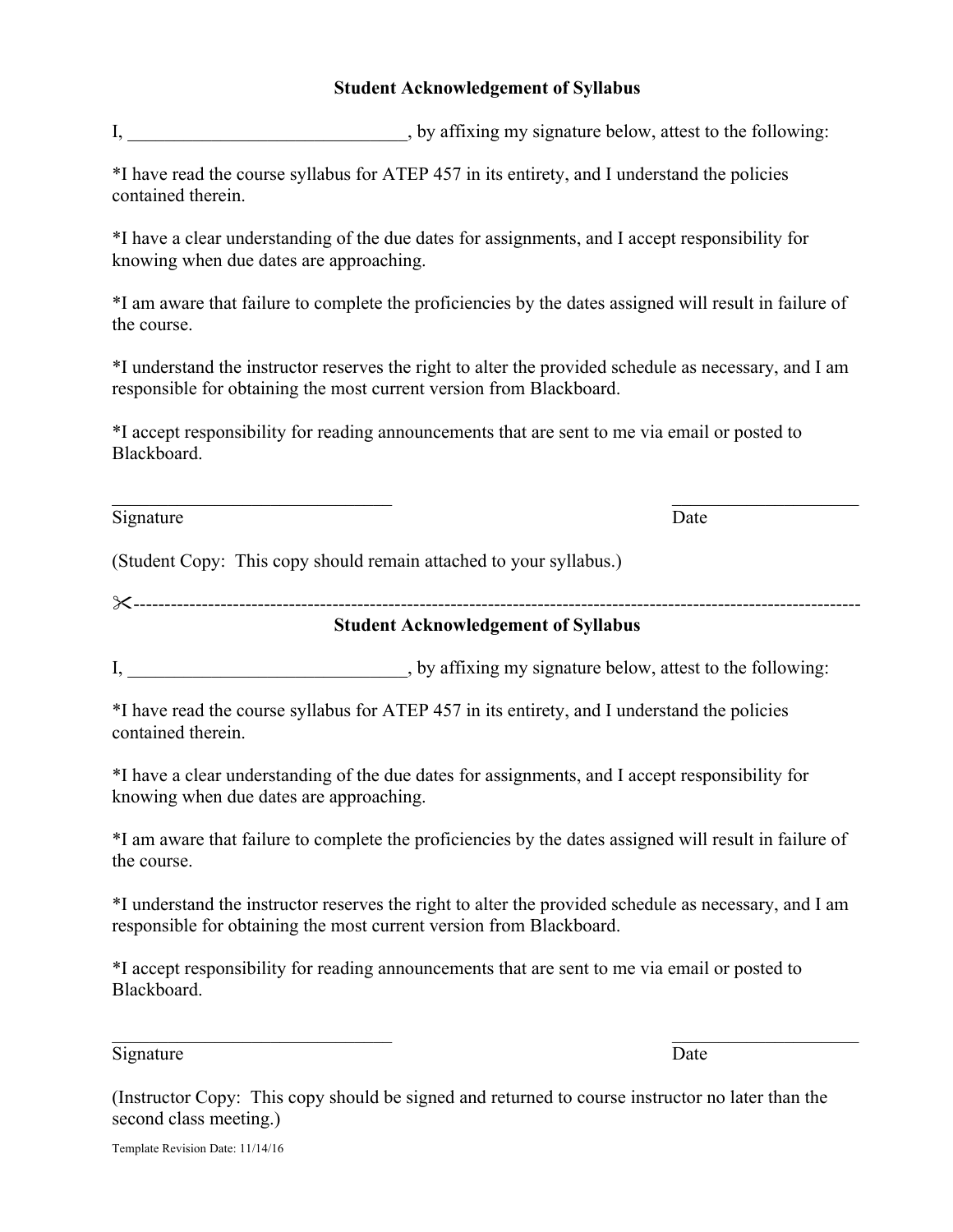**Student Acknowledgement of Syllabus**

I, ______________________________, by affixing my signature below, attest to the following:

*I have read the course syllabus for ATEP 457 in its entirety, and I understand the policies contained therein.

*I have a clear understanding of the due dates for assignments, and I accept responsibility for knowing when due dates are approaching.

*I am aware that failure to complete the proficiencies by the dates assigned will result in failure of the course.

*I understand the instructor reserves the right to alter the provided schedule as necessary, and I am responsible for obtaining the most current version from Blackboard.

*I accept responsibility for reading announcements that are sent to me via email or posted to Blackboard.

_______________________________ _____________________

Signature Date

(Student Copy: This copy should remain attached to your syllabus.)

✂-----------------------------------------------------------------------------------------------------------

**Student Acknowledgement of Syllabus**

I, ______________________________, by affixing my signature below, attest to the following:

*I have read the course syllabus for ATEP 457 in its entirety, and I understand the policies contained therein.

*I have a clear understanding of the due dates for assignments, and I accept responsibility for knowing when due dates are approaching.

*I am aware that failure to complete the proficiencies by the dates assigned will result in failure of the course.

*I understand the instructor reserves the right to alter the provided schedule as necessary, and I am responsible for obtaining the most current version from Blackboard.

*I accept responsibility for reading announcements that are sent to me via email or posted to Blackboard.

_______________________________ _____________________

Signature Date

(Instructor Copy: This copy should be signed and returned to course instructor no later than the second class meeting.)

Template Revision Date: 11/14/16